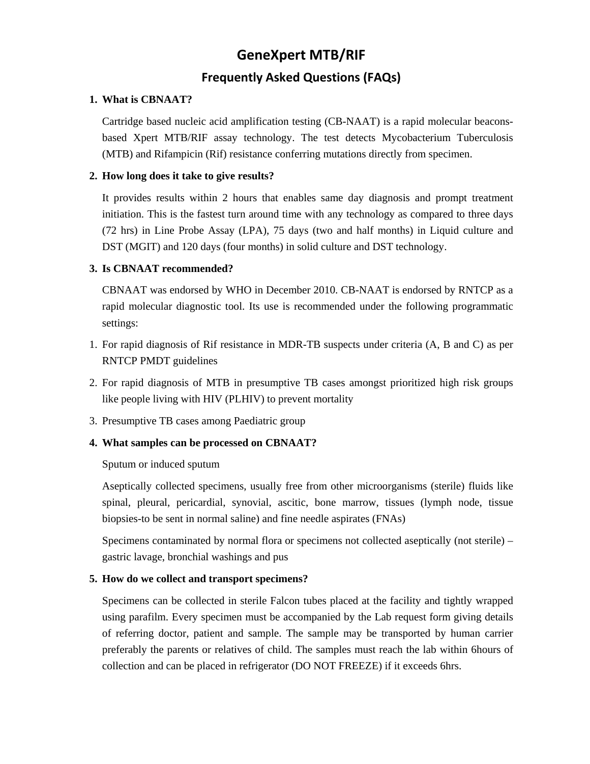# GeneXpert MTB/RIF

## Frequently Asked Questions (FAQs)

1. **What is CBNAAT?**

   Cartridge based nucleic acid amplification testing (CB-NAAT) is a rapid molecular beacons-based Xpert MTB/RIF assay technology. The test detects Mycobacterium Tuberculosis (MTB) and Rifampicin (Rif) resistance conferring mutations directly from specimen.

2. **How long does it take to give results?**

   It provides results within 2 hours that enables same day diagnosis and prompt treatment initiation. This is the fastest turn around time with any technology as compared to three days (72 hrs) in Line Probe Assay (LPA), 75 days (two and half months) in Liquid culture and DST (MGIT) and 120 days (four months) in solid culture and DST technology.

3. **Is CBNAAT recommended?**

   CBNAAT was endorsed by WHO in December 2010. CB-NAAT is endorsed by RNTCP as a rapid molecular diagnostic tool. Its use is recommended under the following programmatic settings:

1. For rapid diagnosis of Rif resistance in MDR-TB suspects under criteria (A, B and C) as per RNTCP PMDT guidelines
2. For rapid diagnosis of MTB in presumptive TB cases amongst prioritized high risk groups like people living with HIV (PLHIV) to prevent mortality
3. Presumptive TB cases among Paediatric group

4. **What samples can be processed on CBNAAT?**

   Sputum or induced sputum

   Aseptically collected specimens, usually free from other microorganisms (sterile) fluids like spinal, pleural, pericardial, synovial, ascitic, bone marrow, tissues (lymph node, tissue biopsies-to be sent in normal saline) and fine needle aspirates (FNAs)

   Specimens contaminated by normal flora or specimens not collected aseptically (not sterile) – gastric lavage, bronchial washings and pus

5. **How do we collect and transport specimens?**

   Specimens can be collected in sterile Falcon tubes placed at the facility and tightly wrapped using parafilm. Every specimen must be accompanied by the Lab request form giving details of referring doctor, patient and sample. The sample may be transported by human carrier preferably the parents or relatives of child. The samples must reach the lab within 6hours of collection and can be placed in refrigerator (DO NOT FREEZE) if it exceeds 6hrs.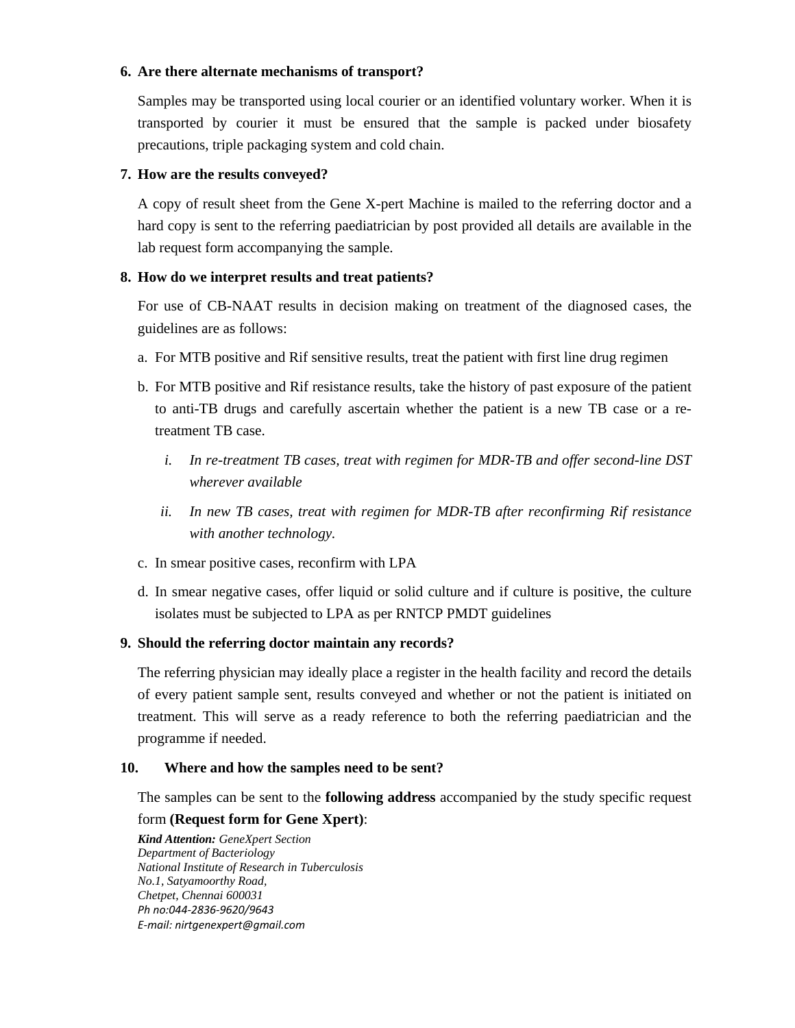6. **Are there alternate mechanisms of transport?**

   Samples may be transported using local courier or an identified voluntary worker. When it is transported by courier it must be ensured that the sample is packed under biosafety precautions, triple packaging system and cold chain.

7. **How are the results conveyed?**

   A copy of result sheet from the Gene X-pert Machine is mailed to the referring doctor and a hard copy is sent to the referring paediatrician by post provided all details are available in the lab request form accompanying the sample.

8. **How do we interpret results and treat patients?**

   For use of CB-NAAT results in decision making on treatment of the diagnosed cases, the guidelines are as follows:

   a. For MTB positive and Rif sensitive results, treat the patient with first line drug regimen

   b. For MTB positive and Rif resistance results, take the history of past exposure of the patient to anti-TB drugs and carefully ascertain whether the patient is a new TB case or a re-treatment TB case.

      i. *In re-treatment TB cases, treat with regimen for MDR-TB and offer second-line DST wherever available*

      ii. *In new TB cases, treat with regimen for MDR-TB after reconfirming Rif resistance with another technology.*

   c. In smear positive cases, reconfirm with LPA

   d. In smear negative cases, offer liquid or solid culture and if culture is positive, the culture isolates must be subjected to LPA as per RNTCP PMDT guidelines

9. **Should the referring doctor maintain any records?**

   The referring physician may ideally place a register in the health facility and record the details of every patient sample sent, results conveyed and whether or not the patient is initiated on treatment. This will serve as a ready reference to both the referring paediatrician and the programme if needed.

10. **Where and how the samples need to be sent?**

    The samples can be sent to the **following address** accompanied by the study specific request form **(Request form for Gene Xpert)**:

    ***Kind Attention:*** *GeneXpert Section*
    *Department of Bacteriology*
    *National Institute of Research in Tuberculosis*
    *No.1, Satyamoorthy Road,*
    *Chetpet, Chennai 600031*
    *Ph no:044-2836-9620/9643*
    *E-mail: nirtgenexpert@gmail.com*